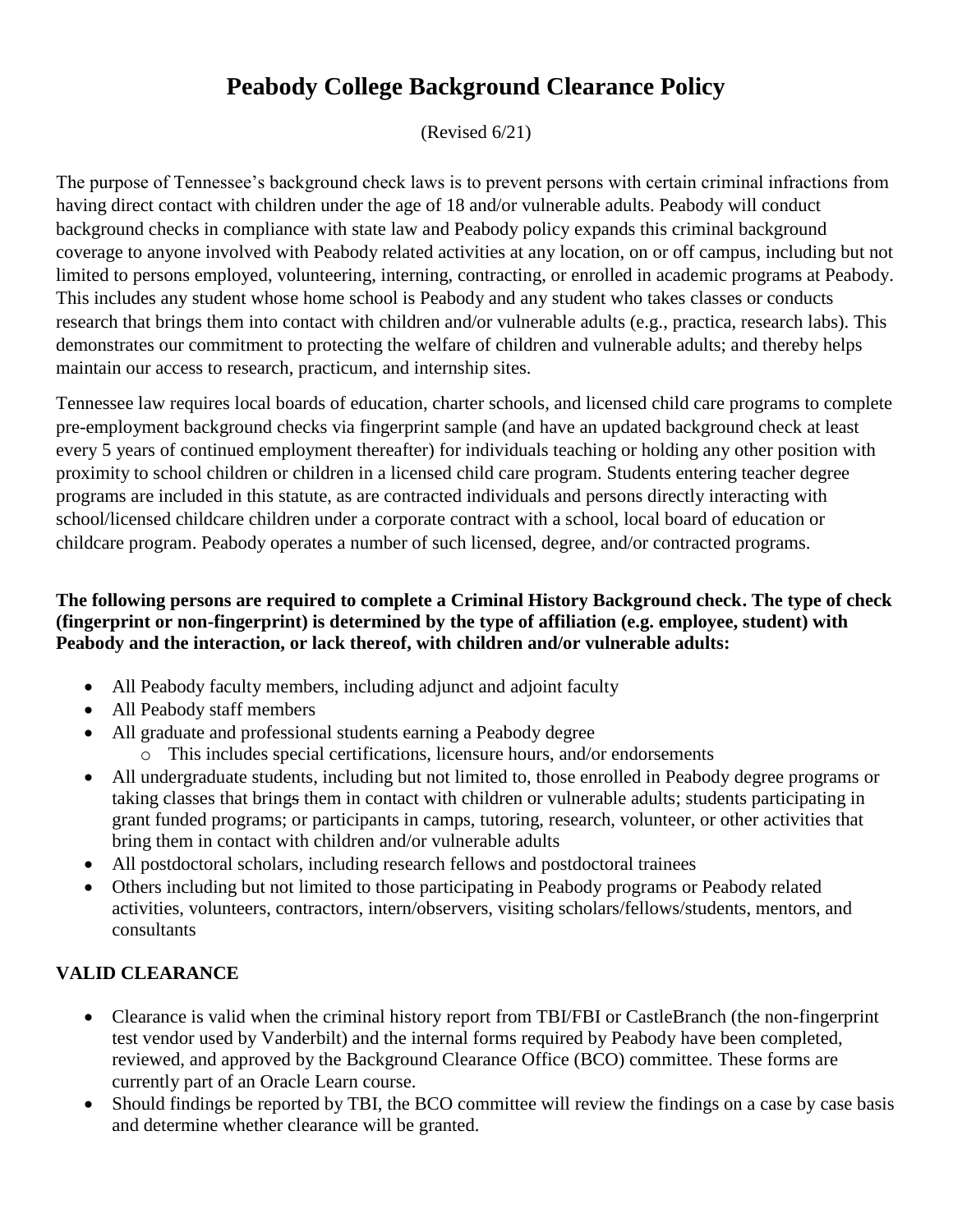# Peabody College Background Clearance Policy

(Revised 6/21)

The purpose of Tennessee's background check laws is to prevent persons with certain criminal infractions from having direct contact with children under the age of 18 and/or vulnerable adults. Peabody will conduct background checks in compliance with state law and Peabody policy expands this criminal background coverage to anyone involved with Peabody related activities at any location, on or off campus, including but not limited to persons employed, volunteering, interning, contracting, or enrolled in academic programs at Peabody. This includes any student whose home school is Peabody and any student who takes classes or conducts research that brings them into contact with children and/or vulnerable adults (e.g., practica, research labs). This demonstrates our commitment to protecting the welfare of children and vulnerable adults; and thereby helps maintain our access to research, practicum, and internship sites.

Tennessee law requires local boards of education, charter schools, and licensed child care programs to complete pre-employment background checks via fingerprint sample (and have an updated background check at least every 5 years of continued employment thereafter) for individuals teaching or holding any other position with proximity to school children or children in a licensed child care program. Students entering teacher degree programs are included in this statute, as are contracted individuals and persons directly interacting with school/licensed childcare children under a corporate contract with a school, local board of education or childcare program. Peabody operates a number of such licensed, degree, and/or contracted programs.

**The following persons are required to complete a Criminal History Background check. The type of check (fingerprint or non-fingerprint) is determined by the type of affiliation (e.g. employee, student) with Peabody and the interaction, or lack thereof, with children and/or vulnerable adults:**

- All Peabody faculty members, including adjunct and adjoint faculty
- All Peabody staff members
- All graduate and professional students earning a Peabody degree
  - This includes special certifications, licensure hours, and/or endorsements
- All undergraduate students, including but not limited to, those enrolled in Peabody degree programs or taking classes that brings them in contact with children or vulnerable adults; students participating in grant funded programs; or participants in camps, tutoring, research, volunteer, or other activities that bring them in contact with children and/or vulnerable adults
- All postdoctoral scholars, including research fellows and postdoctoral trainees
- Others including but not limited to those participating in Peabody programs or Peabody related activities, volunteers, contractors, intern/observers, visiting scholars/fellows/students, mentors, and consultants

**VALID CLEARANCE**

- Clearance is valid when the criminal history report from TBI/FBI or CastleBranch (the non-fingerprint test vendor used by Vanderbilt) and the internal forms required by Peabody have been completed, reviewed, and approved by the Background Clearance Office (BCO) committee. These forms are currently part of an Oracle Learn course.
- Should findings be reported by TBI, the BCO committee will review the findings on a case by case basis and determine whether clearance will be granted.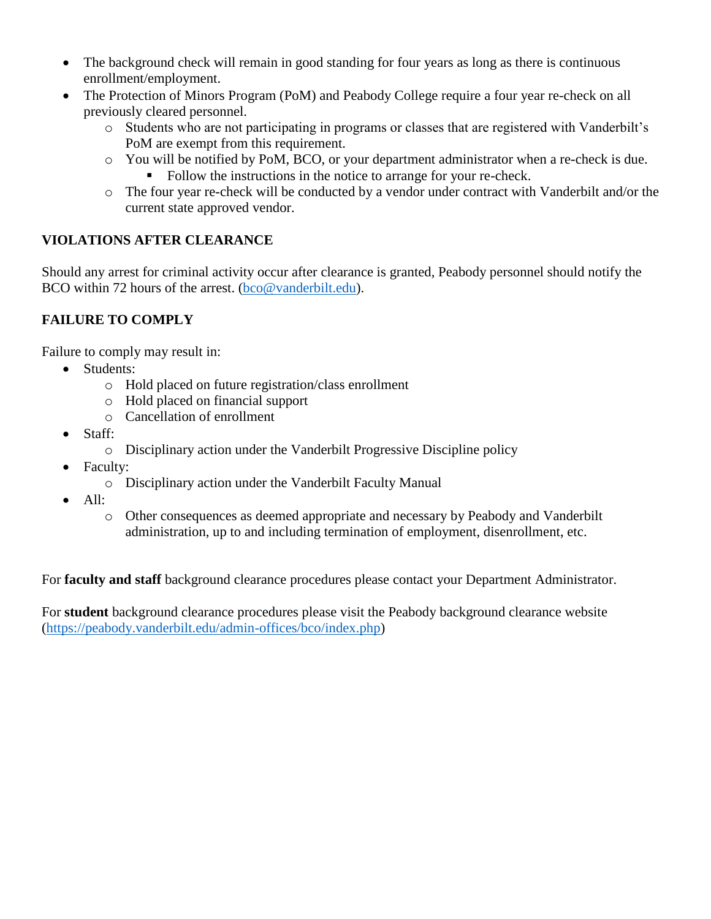- The background check will remain in good standing for four years as long as there is continuous enrollment/employment.
- The Protection of Minors Program (PoM) and Peabody College require a four year re-check on all previously cleared personnel.
  - Students who are not participating in programs or classes that are registered with Vanderbilt's PoM are exempt from this requirement.
  - You will be notified by PoM, BCO, or your department administrator when a re-check is due.
    - Follow the instructions in the notice to arrange for your re-check.
  - The four year re-check will be conducted by a vendor under contract with Vanderbilt and/or the current state approved vendor.

**VIOLATIONS AFTER CLEARANCE**

Should any arrest for criminal activity occur after clearance is granted, Peabody personnel should notify the BCO within 72 hours of the arrest. (bco@vanderbilt.edu).

**FAILURE TO COMPLY**

Failure to comply may result in:

- Students:
  - Hold placed on future registration/class enrollment
  - Hold placed on financial support
  - Cancellation of enrollment
- Staff:
  - Disciplinary action under the Vanderbilt Progressive Discipline policy
- Faculty:
  - Disciplinary action under the Vanderbilt Faculty Manual
- All:
  - Other consequences as deemed appropriate and necessary by Peabody and Vanderbilt administration, up to and including termination of employment, disenrollment, etc.

For **faculty and staff** background clearance procedures please contact your Department Administrator.

For **student** background clearance procedures please visit the Peabody background clearance website (https://peabody.vanderbilt.edu/admin-offices/bco/index.php)